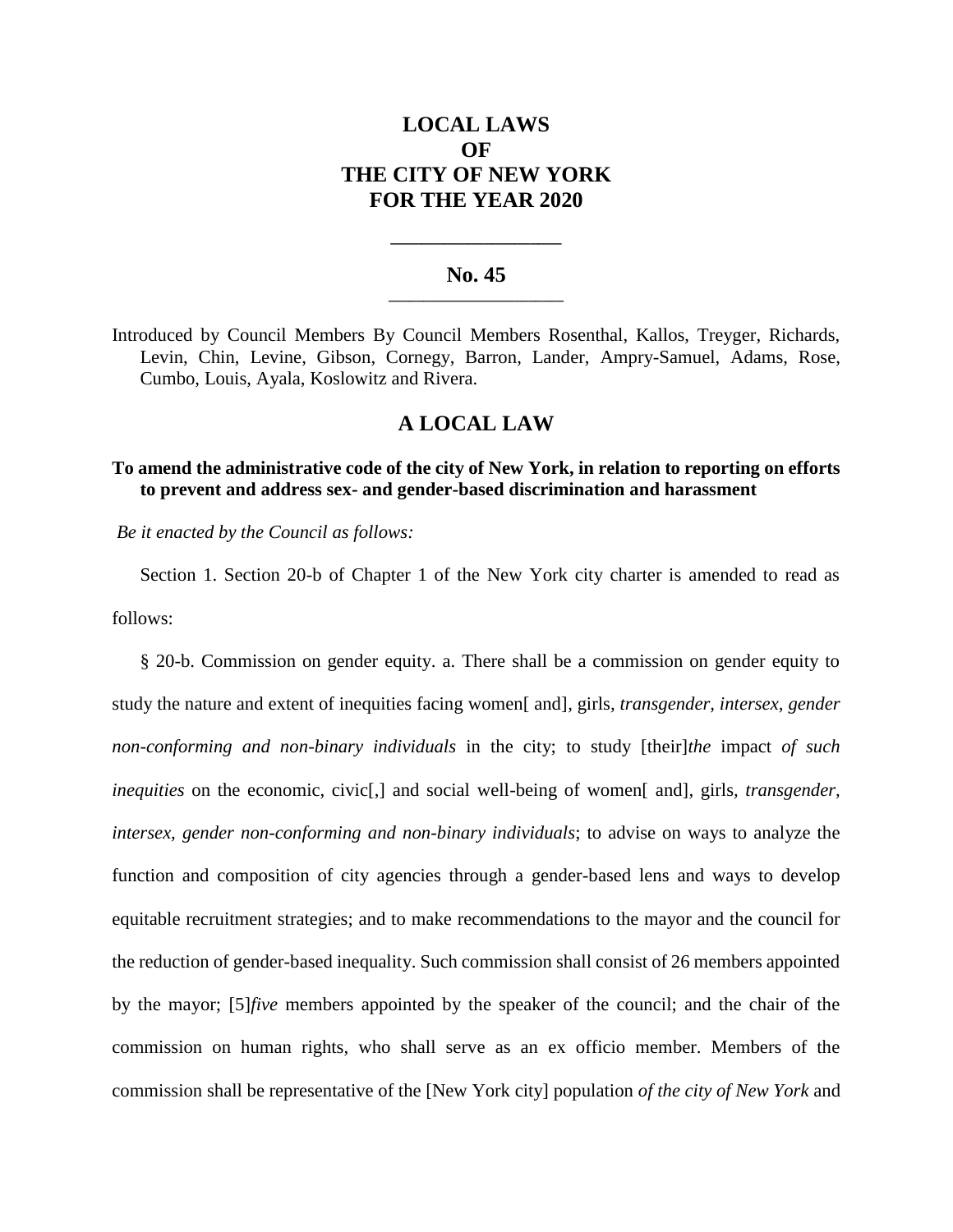# LOCAL LAWS
# OF
# THE CITY OF NEW YORK
# FOR THE YEAR 2020

---

## No. 45

---

Introduced by Council Members By Council Members Rosenthal, Kallos, Treyger, Richards, Levin, Chin, Levine, Gibson, Cornegy, Barron, Lander, Ampry-Samuel, Adams, Rose, Cumbo, Louis, Ayala, Koslowitz and Rivera.

## A LOCAL LAW

**To amend the administrative code of the city of New York, in relation to reporting on efforts to prevent and address sex- and gender-based discrimination and harassment**

*Be it enacted by the Council as follows:*

Section 1. Section 20-b of Chapter 1 of the New York city charter is amended to read as follows:

§ 20-b. Commission on gender equity. a. There shall be a commission on gender equity to study the nature and extent of inequities facing women[ and], girls, *transgender, intersex, gender non-conforming and non-binary individuals* in the city; to study [their]*the* impact *of such inequities* on the economic, civic[,] and social well-being of women[ and], girls, *transgender, intersex, gender non-conforming and non-binary individuals*; to advise on ways to analyze the function and composition of city agencies through a gender-based lens and ways to develop equitable recruitment strategies; and to make recommendations to the mayor and the council for the reduction of gender-based inequality. Such commission shall consist of 26 members appointed by the mayor; [5]*five* members appointed by the speaker of the council; and the chair of the commission on human rights, who shall serve as an ex officio member. Members of the commission shall be representative of the [New York city] population *of the city of New York* and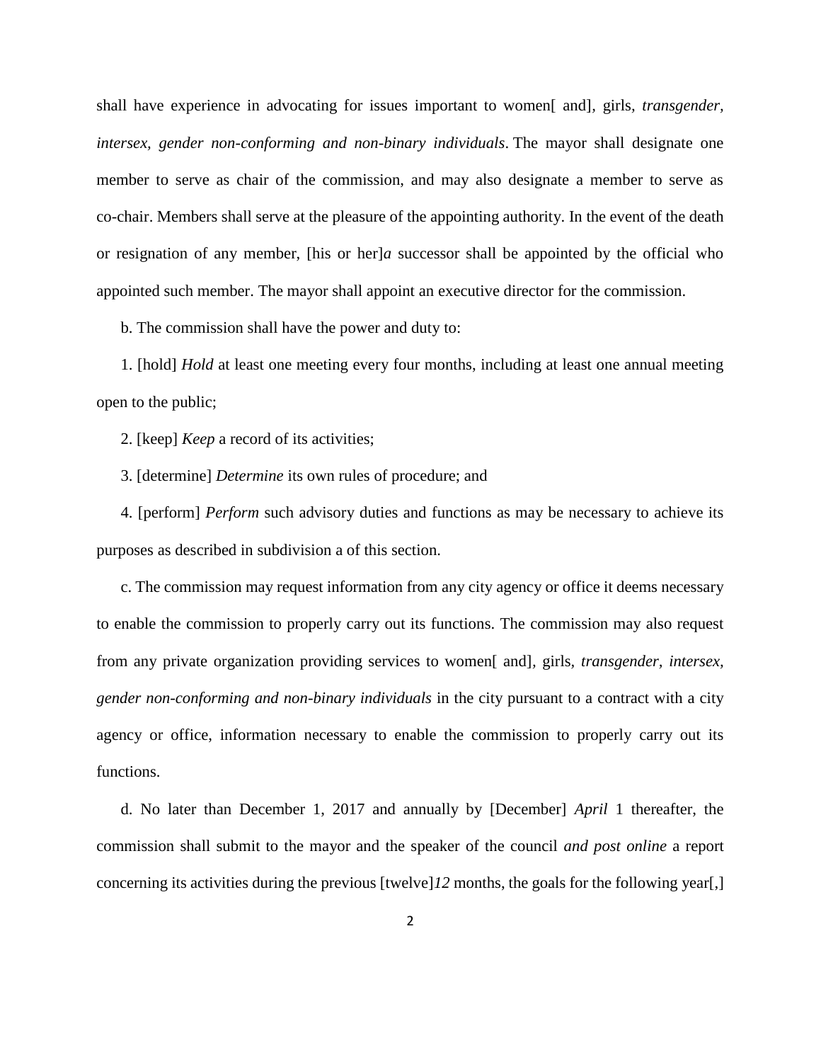shall have experience in advocating for issues important to women[ and], girls, *transgender, intersex, gender non-conforming and non-binary individuals*. The mayor shall designate one member to serve as chair of the commission, and may also designate a member to serve as co-chair. Members shall serve at the pleasure of the appointing authority. In the event of the death or resignation of any member, [his or her]*a* successor shall be appointed by the official who appointed such member. The mayor shall appoint an executive director for the commission.

b. The commission shall have the power and duty to:

1. [hold] *Hold* at least one meeting every four months, including at least one annual meeting open to the public;

2. [keep] *Keep* a record of its activities;

3. [determine] *Determine* its own rules of procedure; and

4. [perform] *Perform* such advisory duties and functions as may be necessary to achieve its purposes as described in subdivision a of this section.

c. The commission may request information from any city agency or office it deems necessary to enable the commission to properly carry out its functions. The commission may also request from any private organization providing services to women[ and], girls, *transgender, intersex, gender non-conforming and non-binary individuals* in the city pursuant to a contract with a city agency or office, information necessary to enable the commission to properly carry out its functions.

d. No later than December 1, 2017 and annually by [December] *April* 1 thereafter, the commission shall submit to the mayor and the speaker of the council *and post online* a report concerning its activities during the previous [twelve]*12* months, the goals for the following year[,]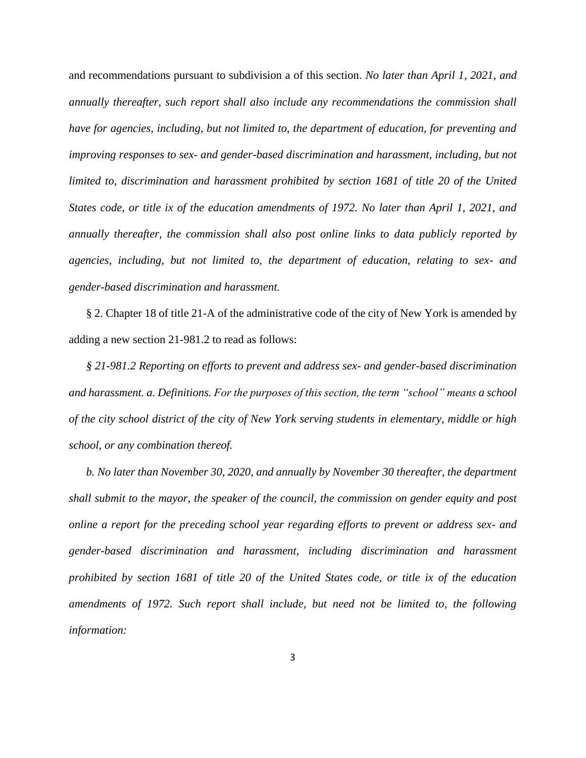and recommendations pursuant to subdivision a of this section. *No later than April 1, 2021, and annually thereafter, such report shall also include any recommendations the commission shall have for agencies, including, but not limited to, the department of education, for preventing and improving responses to sex- and gender-based discrimination and harassment, including, but not limited to, discrimination and harassment prohibited by section 1681 of title 20 of the United States code, or title ix of the education amendments of 1972. No later than April 1, 2021, and annually thereafter, the commission shall also post online links to data publicly reported by agencies, including, but not limited to, the department of education, relating to sex- and gender-based discrimination and harassment.*

§ 2. Chapter 18 of title 21-A of the administrative code of the city of New York is amended by adding a new section 21-981.2 to read as follows:

*§ 21-981.2 Reporting on efforts to prevent and address sex- and gender-based discrimination and harassment. a. Definitions. For the purposes of this section, the term "school" means a school of the city school district of the city of New York serving students in elementary, middle or high school, or any combination thereof.*

*b. No later than November 30, 2020, and annually by November 30 thereafter, the department shall submit to the mayor, the speaker of the council, the commission on gender equity and post online a report for the preceding school year regarding efforts to prevent or address sex- and gender-based discrimination and harassment, including discrimination and harassment prohibited by section 1681 of title 20 of the United States code, or title ix of the education amendments of 1972. Such report shall include, but need not be limited to, the following information:*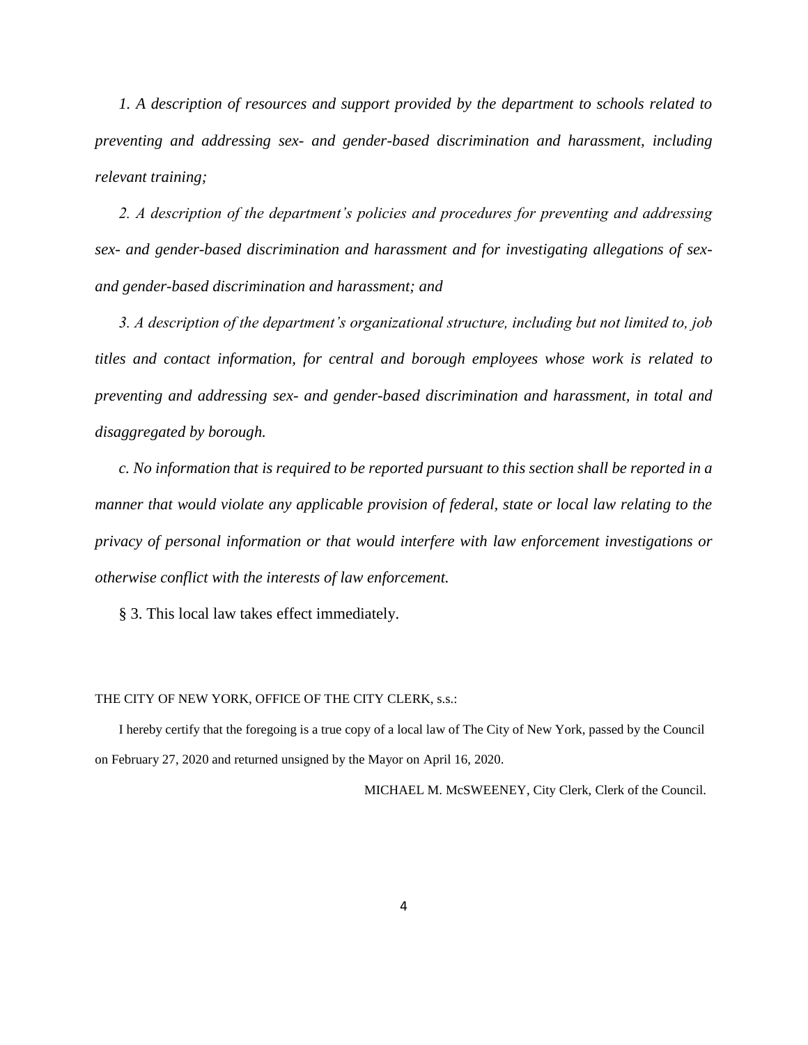*1. A description of resources and support provided by the department to schools related to preventing and addressing sex- and gender-based discrimination and harassment, including relevant training;*

*2. A description of the department's policies and procedures for preventing and addressing sex- and gender-based discrimination and harassment and for investigating allegations of sex- and gender-based discrimination and harassment; and*

*3. A description of the department's organizational structure, including but not limited to, job titles and contact information, for central and borough employees whose work is related to preventing and addressing sex- and gender-based discrimination and harassment, in total and disaggregated by borough.*

*c. No information that is required to be reported pursuant to this section shall be reported in a manner that would violate any applicable provision of federal, state or local law relating to the privacy of personal information or that would interfere with law enforcement investigations or otherwise conflict with the interests of law enforcement.*

§ 3. This local law takes effect immediately.

THE CITY OF NEW YORK, OFFICE OF THE CITY CLERK, s.s.:

I hereby certify that the foregoing is a true copy of a local law of The City of New York, passed by the Council on February 27, 2020 and returned unsigned by the Mayor on April 16, 2020.

MICHAEL M. McSWEENEY, City Clerk, Clerk of the Council.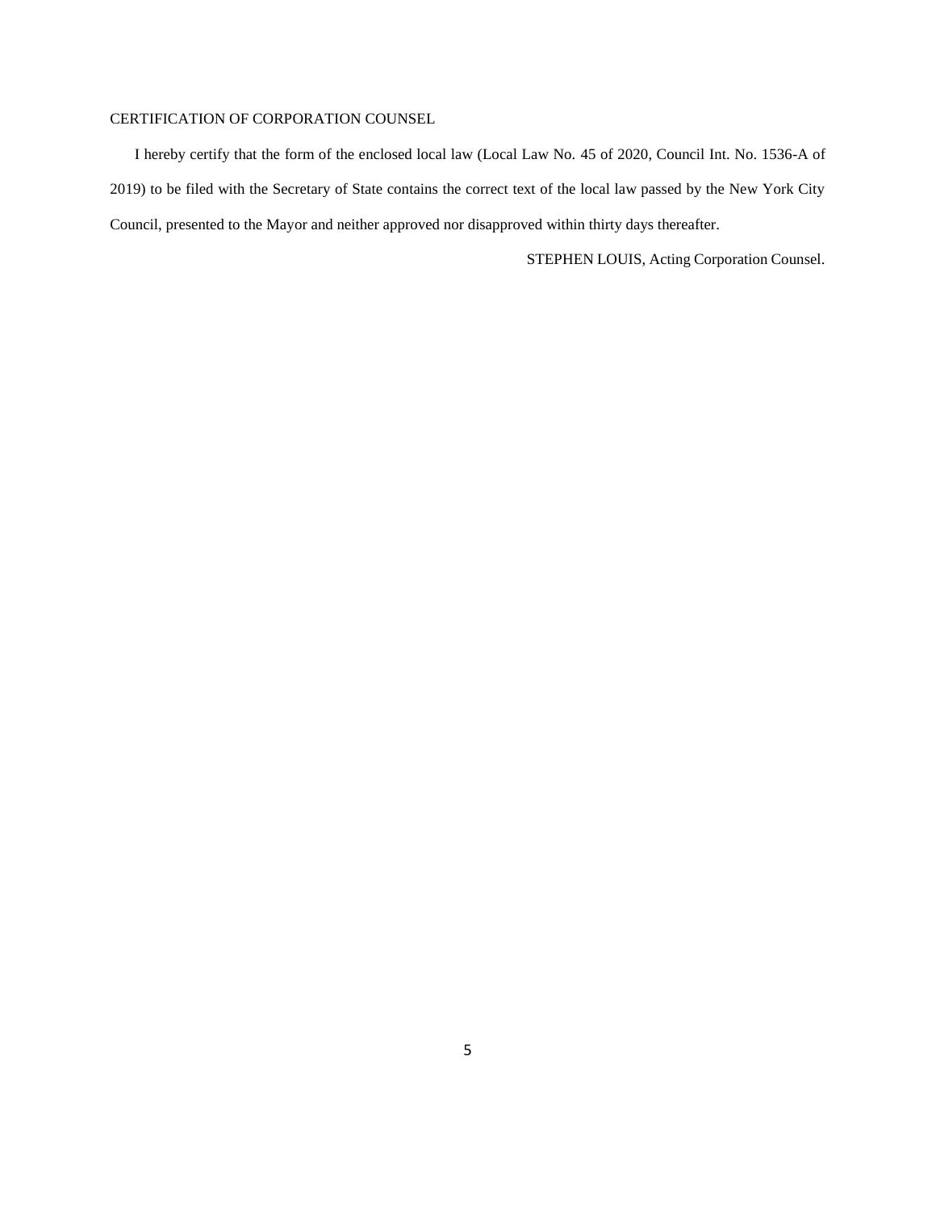CERTIFICATION OF CORPORATION COUNSEL

I hereby certify that the form of the enclosed local law (Local Law No. 45 of 2020, Council Int. No. 1536-A of 2019) to be filed with the Secretary of State contains the correct text of the local law passed by the New York City Council, presented to the Mayor and neither approved nor disapproved within thirty days thereafter.

STEPHEN LOUIS, Acting Corporation Counsel.